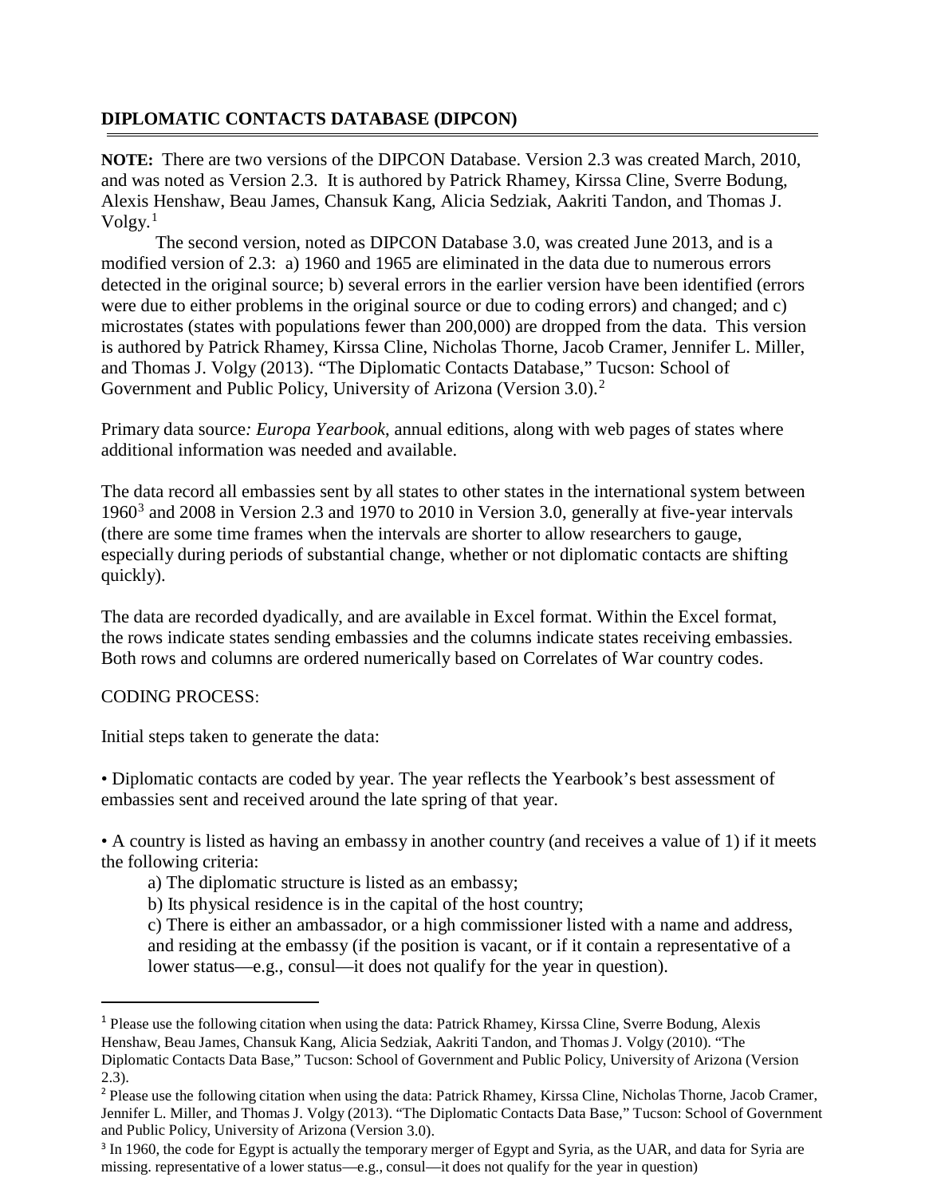**DIPLOMATIC CONTACTS DATABASE (DIPCON)**

**NOTE:** There are two versions of the DIPCON Database. Version 2.3 was created March, 2010, and was noted as Version 2.3. It is authored by Patrick Rhamey, Kirssa Cline, Sverre Bodung, Alexis Henshaw, Beau James, Chansuk Kang, Alicia Sedziak, Aakriti Tandon, and Thomas J. Volgy.[1]

The second version, noted as DIPCON Database 3.0, was created June 2013, and is a modified version of 2.3: a) 1960 and 1965 are eliminated in the data due to numerous errors detected in the original source; b) several errors in the earlier version have been identified (errors were due to either problems in the original source or due to coding errors) and changed; and c) microstates (states with populations fewer than 200,000) are dropped from the data. This version is authored by Patrick Rhamey, Kirssa Cline, Nicholas Thorne, Jacob Cramer, Jennifer L. Miller, and Thomas J. Volgy (2013). "The Diplomatic Contacts Database," Tucson: School of Government and Public Policy, University of Arizona (Version 3.0).[2]

Primary data source*: Europa Yearbook*, annual editions, along with web pages of states where additional information was needed and available.

The data record all embassies sent by all states to other states in the international system between 1960[3] and 2008 in Version 2.3 and 1970 to 2010 in Version 3.0, generally at five-year intervals (there are some time frames when the intervals are shorter to allow researchers to gauge, especially during periods of substantial change, whether or not diplomatic contacts are shifting quickly).

The data are recorded dyadically, and are available in Excel format. Within the Excel format, the rows indicate states sending embassies and the columns indicate states receiving embassies. Both rows and columns are ordered numerically based on Correlates of War country codes.

CODING PROCESS:

Initial steps taken to generate the data:

• Diplomatic contacts are coded by year. The year reflects the Yearbook's best assessment of embassies sent and received around the late spring of that year.

• A country is listed as having an embassy in another country (and receives a value of 1) if it meets the following criteria:

a) The diplomatic structure is listed as an embassy;

b) Its physical residence is in the capital of the host country;

c) There is either an ambassador, or a high commissioner listed with a name and address, and residing at the embassy (if the position is vacant, or if it contain a representative of a lower status—e.g., consul—it does not qualify for the year in question).

---

[1] Please use the following citation when using the data: Patrick Rhamey, Kirssa Cline, Sverre Bodung, Alexis Henshaw, Beau James, Chansuk Kang, Alicia Sedziak, Aakriti Tandon, and Thomas J. Volgy (2010). "The Diplomatic Contacts Data Base," Tucson: School of Government and Public Policy, University of Arizona (Version 2.3).

[2] Please use the following citation when using the data: Patrick Rhamey, Kirssa Cline, Nicholas Thorne, Jacob Cramer, Jennifer L. Miller, and Thomas J. Volgy (2013). "The Diplomatic Contacts Data Base," Tucson: School of Government and Public Policy, University of Arizona (Version 3.0).

[3] In 1960, the code for Egypt is actually the temporary merger of Egypt and Syria, as the UAR, and data for Syria are missing. representative of a lower status—e.g., consul—it does not qualify for the year in question)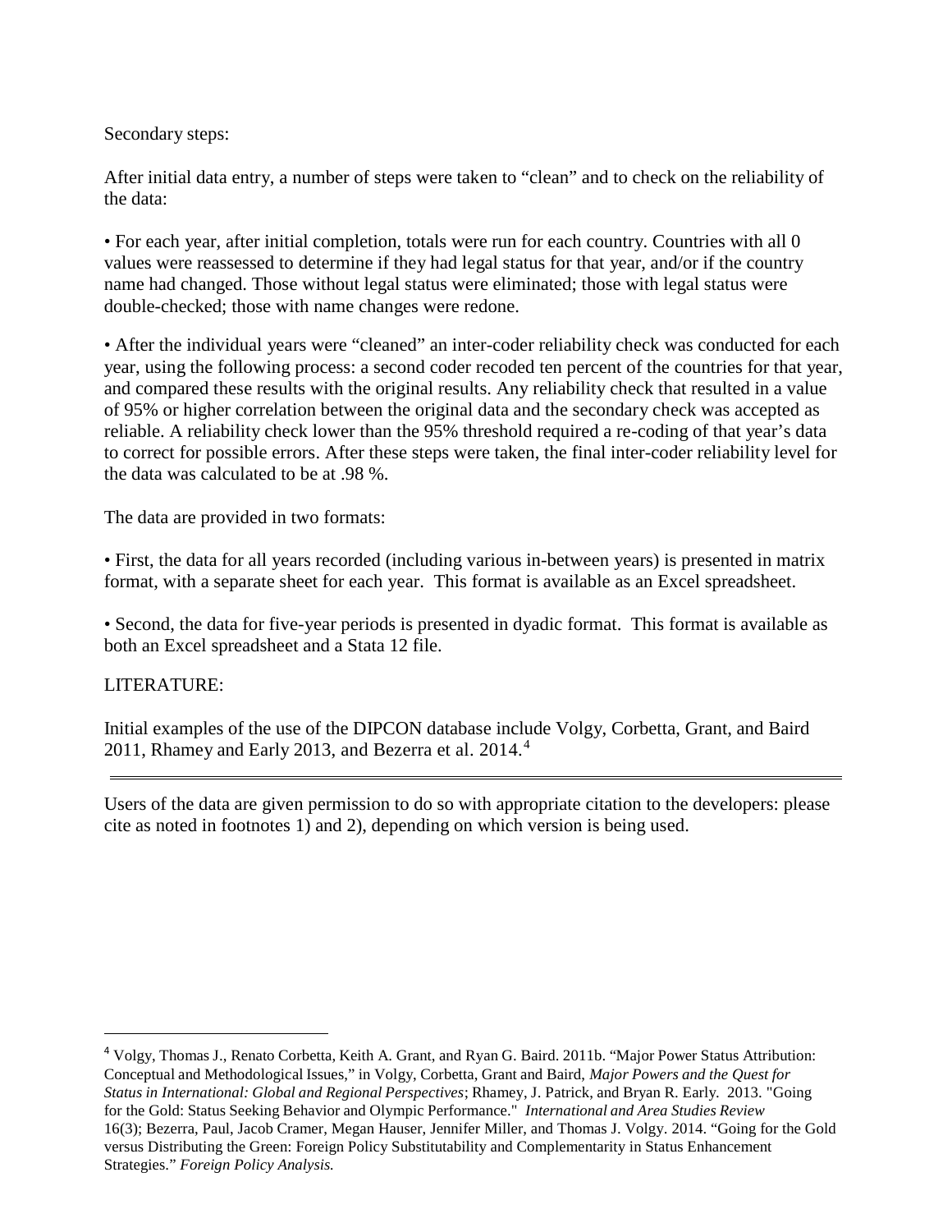Secondary steps:

After initial data entry, a number of steps were taken to "clean" and to check on the reliability of the data:

• For each year, after initial completion, totals were run for each country. Countries with all 0 values were reassessed to determine if they had legal status for that year, and/or if the country name had changed. Those without legal status were eliminated; those with legal status were double-checked; those with name changes were redone.

• After the individual years were "cleaned" an inter-coder reliability check was conducted for each year, using the following process: a second coder recoded ten percent of the countries for that year, and compared these results with the original results. Any reliability check that resulted in a value of 95% or higher correlation between the original data and the secondary check was accepted as reliable. A reliability check lower than the 95% threshold required a re-coding of that year's data to correct for possible errors. After these steps were taken, the final inter-coder reliability level for the data was calculated to be at .98 %.

The data are provided in two formats:

• First, the data for all years recorded (including various in-between years) is presented in matrix format, with a separate sheet for each year. This format is available as an Excel spreadsheet.

• Second, the data for five-year periods is presented in dyadic format. This format is available as both an Excel spreadsheet and a Stata 12 file.

LITERATURE:

Initial examples of the use of the DIPCON database include Volgy, Corbetta, Grant, and Baird 2011, Rhamey and Early 2013, and Bezerra et al. 2014.[4]

---

Users of the data are given permission to do so with appropriate citation to the developers: please cite as noted in footnotes 1) and 2), depending on which version is being used.

[4] Volgy, Thomas J., Renato Corbetta, Keith A. Grant, and Ryan G. Baird. 2011b. "Major Power Status Attribution: Conceptual and Methodological Issues," in Volgy, Corbetta, Grant and Baird, *Major Powers and the Quest for Status in International: Global and Regional Perspectives*; Rhamey, J. Patrick, and Bryan R. Early. 2013. "Going for the Gold: Status Seeking Behavior and Olympic Performance." *International and Area Studies Review* 16(3); Bezerra, Paul, Jacob Cramer, Megan Hauser, Jennifer Miller, and Thomas J. Volgy. 2014. "Going for the Gold versus Distributing the Green: Foreign Policy Substitutability and Complementarity in Status Enhancement Strategies." *Foreign Policy Analysis.*